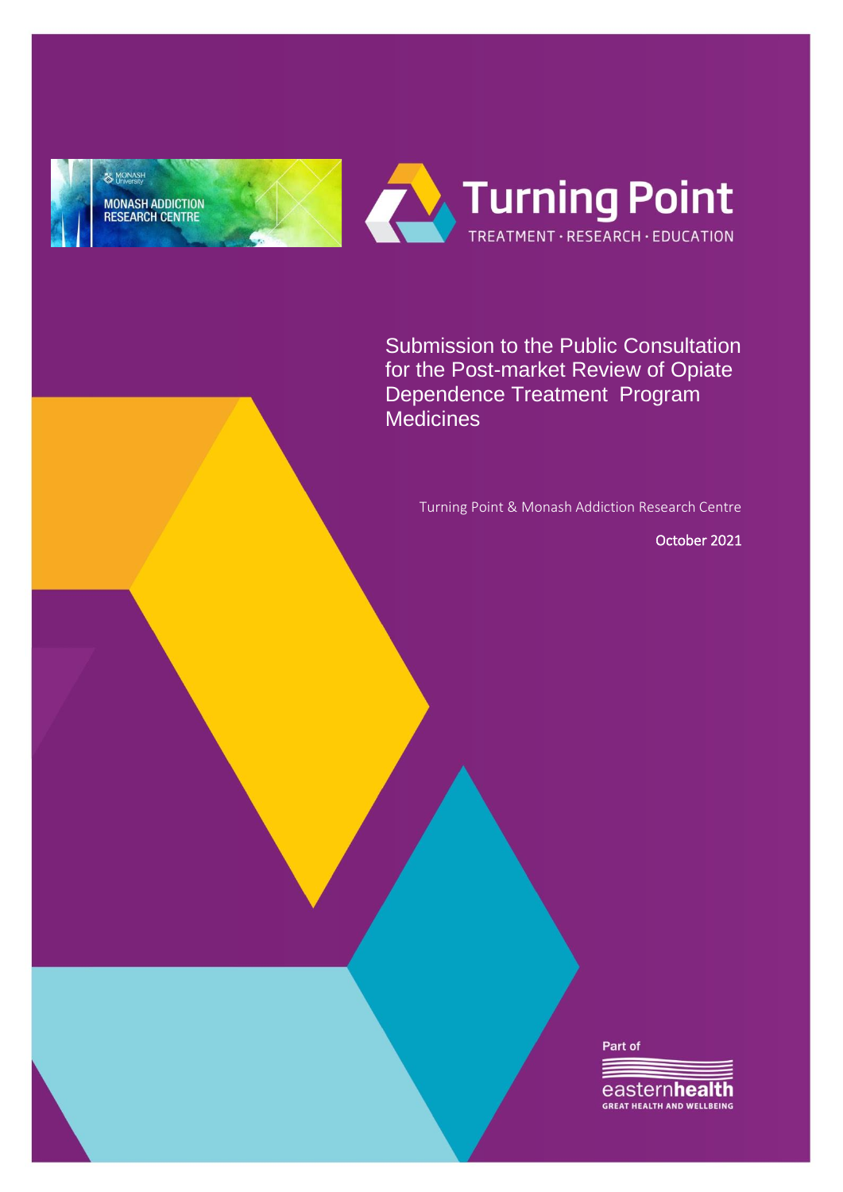# Submission to the Public Consultation for the Post-market Review of Opiate Dependence Treatment Program Medicines

Turning Point & Monash Addiction Research Centre

October 2021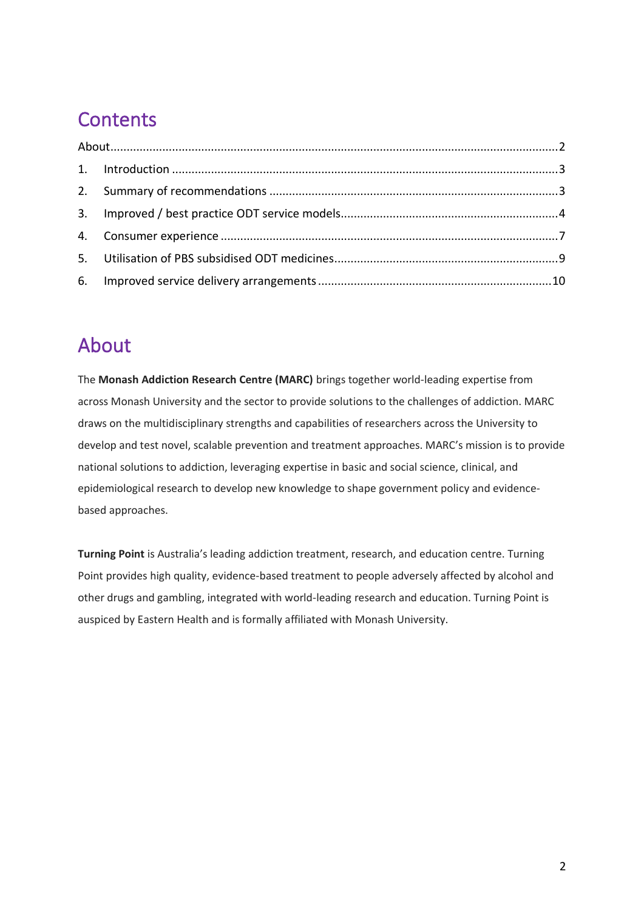## Contents

About........................................................................................................................................2

1. Introduction .....................................................................................................................3
2. Summary of recommendations ........................................................................................3
3. Improved / best practice ODT service models..................................................................4
4. Consumer experience ......................................................................................................7
5. Utilisation of PBS subsidised ODT medicines....................................................................9
6. Improved service delivery arrangements.......................................................................10

## About

The **Monash Addiction Research Centre (MARC)** brings together world-leading expertise from across Monash University and the sector to provide solutions to the challenges of addiction. MARC draws on the multidisciplinary strengths and capabilities of researchers across the University to develop and test novel, scalable prevention and treatment approaches. MARC's mission is to provide national solutions to addiction, leveraging expertise in basic and social science, clinical, and epidemiological research to develop new knowledge to shape government policy and evidence-based approaches.

**Turning Point** is Australia's leading addiction treatment, research, and education centre. Turning Point provides high quality, evidence-based treatment to people adversely affected by alcohol and other drugs and gambling, integrated with world-leading research and education. Turning Point is auspiced by Eastern Health and is formally affiliated with Monash University.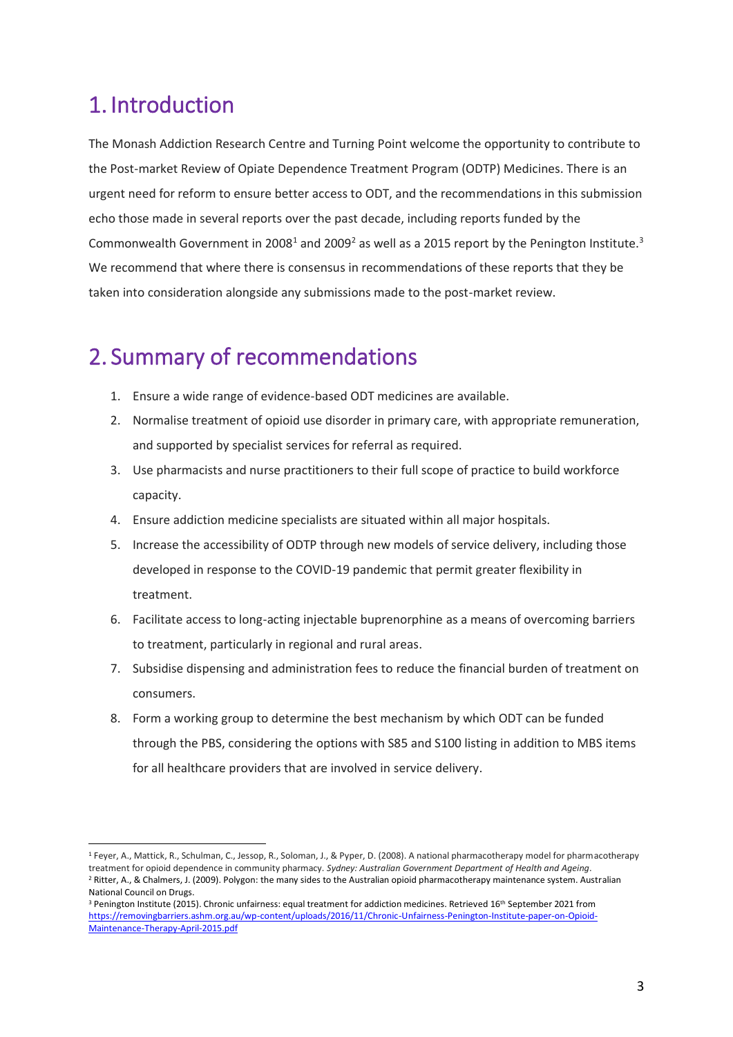# 1. Introduction

The Monash Addiction Research Centre and Turning Point welcome the opportunity to contribute to the Post-market Review of Opiate Dependence Treatment Program (ODTP) Medicines. There is an urgent need for reform to ensure better access to ODT, and the recommendations in this submission echo those made in several reports over the past decade, including reports funded by the Commonwealth Government in 2008[1] and 2009[2] as well as a 2015 report by the Penington Institute.[3] We recommend that where there is consensus in recommendations of these reports that they be taken into consideration alongside any submissions made to the post-market review.

# 2. Summary of recommendations

1. Ensure a wide range of evidence-based ODT medicines are available.
2. Normalise treatment of opioid use disorder in primary care, with appropriate remuneration, and supported by specialist services for referral as required.
3. Use pharmacists and nurse practitioners to their full scope of practice to build workforce capacity.
4. Ensure addiction medicine specialists are situated within all major hospitals.
5. Increase the accessibility of ODTP through new models of service delivery, including those developed in response to the COVID-19 pandemic that permit greater flexibility in treatment.
6. Facilitate access to long-acting injectable buprenorphine as a means of overcoming barriers to treatment, particularly in regional and rural areas.
7. Subsidise dispensing and administration fees to reduce the financial burden of treatment on consumers.
8. Form a working group to determine the best mechanism by which ODT can be funded through the PBS, considering the options with S85 and S100 listing in addition to MBS items for all healthcare providers that are involved in service delivery.

---

[1] Feyer, A., Mattick, R., Schulman, C., Jessop, R., Soloman, J., & Pyper, D. (2008). A national pharmacotherapy model for pharmacotherapy treatment for opioid dependence in community pharmacy. *Sydney: Australian Government Department of Health and Ageing*.

[2] Ritter, A., & Chalmers, J. (2009). Polygon: the many sides to the Australian opioid pharmacotherapy maintenance system. Australian National Council on Drugs.

[3] Penington Institute (2015). Chronic unfairness: equal treatment for addiction medicines. Retrieved 16th September 2021 from https://removingbarriers.ashm.org.au/wp-content/uploads/2016/11/Chronic-Unfairness-Penington-Institute-paper-on-Opioid-Maintenance-Therapy-April-2015.pdf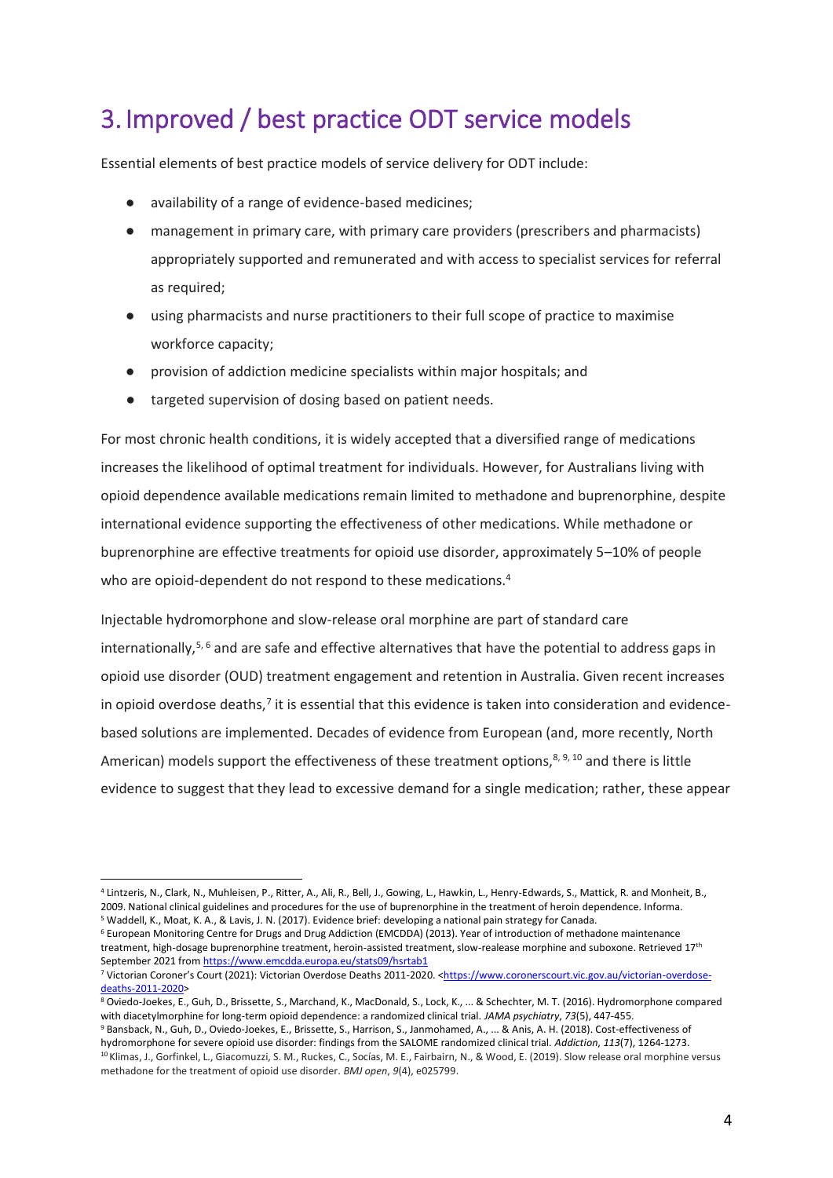# 3. Improved / best practice ODT service models

Essential elements of best practice models of service delivery for ODT include:

- availability of a range of evidence-based medicines;
- management in primary care, with primary care providers (prescribers and pharmacists) appropriately supported and remunerated and with access to specialist services for referral as required;
- using pharmacists and nurse practitioners to their full scope of practice to maximise workforce capacity;
- provision of addiction medicine specialists within major hospitals; and
- targeted supervision of dosing based on patient needs.

For most chronic health conditions, it is widely accepted that a diversified range of medications increases the likelihood of optimal treatment for individuals. However, for Australians living with opioid dependence available medications remain limited to methadone and buprenorphine, despite international evidence supporting the effectiveness of other medications. While methadone or buprenorphine are effective treatments for opioid use disorder, approximately 5–10% of people who are opioid-dependent do not respond to these medications.[4]

Injectable hydromorphone and slow-release oral morphine are part of standard care internationally,[5, 6] and are safe and effective alternatives that have the potential to address gaps in opioid use disorder (OUD) treatment engagement and retention in Australia. Given recent increases in opioid overdose deaths,[7] it is essential that this evidence is taken into consideration and evidence-based solutions are implemented. Decades of evidence from European (and, more recently, North American) models support the effectiveness of these treatment options,[8, 9, 10] and there is little evidence to suggest that they lead to excessive demand for a single medication; rather, these appear

---

[4] Lintzeris, N., Clark, N., Muhleisen, P., Ritter, A., Ali, R., Bell, J., Gowing, L., Hawkin, L., Henry-Edwards, S., Mattick, R. and Monheit, B., 2009. National clinical guidelines and procedures for the use of buprenorphine in the treatment of heroin dependence. Informa.

[5] Waddell, K., Moat, K. A., & Lavis, J. N. (2017). Evidence brief: developing a national pain strategy for Canada.

[6] European Monitoring Centre for Drugs and Drug Addiction (EMCDDA) (2013). Year of introduction of methadone maintenance treatment, high-dosage buprenorphine treatment, heroin-assisted treatment, slow-realease morphine and suboxone. Retrieved 17th September 2021 from https://www.emcdda.europa.eu/stats09/hsrtab1

[7] Victorian Coroner's Court (2021): Victorian Overdose Deaths 2011-2020. <https://www.coronerscourt.vic.gov.au/victorian-overdose-deaths-2011-2020>

[8] Oviedo-Joekes, E., Guh, D., Brissette, S., Marchand, K., MacDonald, S., Lock, K., ... & Schechter, M. T. (2016). Hydromorphone compared with diacetylmorphine for long-term opioid dependence: a randomized clinical trial. *JAMA psychiatry*, *73*(5), 447-455.

[9] Bansback, N., Guh, D., Oviedo-Joekes, E., Brissette, S., Harrison, S., Janmohamed, A., ... & Anis, A. H. (2018). Cost-effectiveness of hydromorphone for severe opioid use disorder: findings from the SALOME randomized clinical trial. *Addiction*, *113*(7), 1264-1273.

[10] Klimas, J., Gorfinkel, L., Giacomuzzi, S. M., Ruckes, C., Socías, M. E., Fairbairn, N., & Wood, E. (2019). Slow release oral morphine versus methadone for the treatment of opioid use disorder. *BMJ open*, *9*(4), e025799.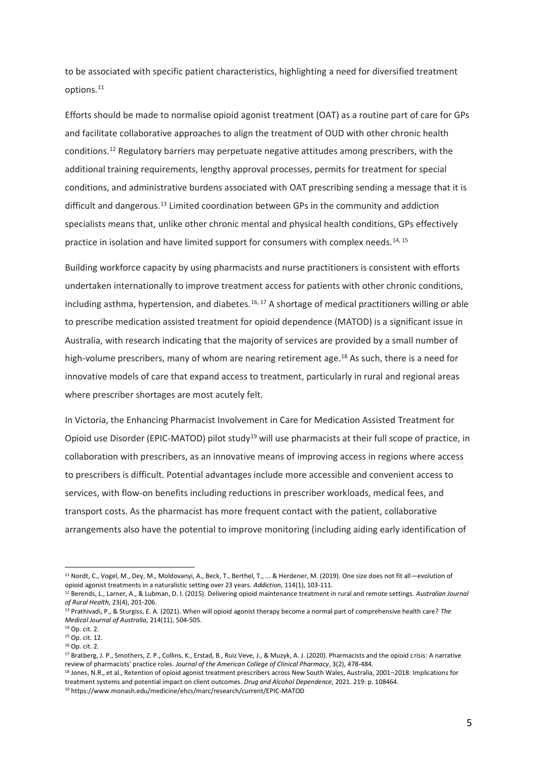to be associated with specific patient characteristics, highlighting a need for diversified treatment options.[11]

Efforts should be made to normalise opioid agonist treatment (OAT) as a routine part of care for GPs and facilitate collaborative approaches to align the treatment of OUD with other chronic health conditions.[12] Regulatory barriers may perpetuate negative attitudes among prescribers, with the additional training requirements, lengthy approval processes, permits for treatment for special conditions, and administrative burdens associated with OAT prescribing sending a message that it is difficult and dangerous.[13] Limited coordination between GPs in the community and addiction specialists means that, unlike other chronic mental and physical health conditions, GPs effectively practice in isolation and have limited support for consumers with complex needs.[14, 15]

Building workforce capacity by using pharmacists and nurse practitioners is consistent with efforts undertaken internationally to improve treatment access for patients with other chronic conditions, including asthma, hypertension, and diabetes.[16, 17] A shortage of medical practitioners willing or able to prescribe medication assisted treatment for opioid dependence (MATOD) is a significant issue in Australia, with research indicating that the majority of services are provided by a small number of high-volume prescribers, many of whom are nearing retirement age.[18] As such, there is a need for innovative models of care that expand access to treatment, particularly in rural and regional areas where prescriber shortages are most acutely felt.

In Victoria, the Enhancing Pharmacist Involvement in Care for Medication Assisted Treatment for Opioid use Disorder (EPIC-MATOD) pilot study[19] will use pharmacists at their full scope of practice, in collaboration with prescribers, as an innovative means of improving access in regions where access to prescribers is difficult. Potential advantages include more accessible and convenient access to services, with flow-on benefits including reductions in prescriber workloads, medical fees, and transport costs. As the pharmacist has more frequent contact with the patient, collaborative arrangements also have the potential to improve monitoring (including aiding early identification of

---

[11] Nordt, C., Vogel, M., Dey, M., Moldovanyi, A., Beck, T., Berthel, T., ... & Herdener, M. (2019). One size does not fit all—evolution of opioid agonist treatments in a naturalistic setting over 23 years. *Addiction*, 114(1), 103-111.

[12] Berends, L., Larner, A., & Lubman, D. I. (2015). Delivering opioid maintenance treatment in rural and remote settings. *Australian Journal of Rural Health*, 23(4), 201-206.

[13] Prathivadi, P., & Sturgiss, E. A. (2021). When will opioid agonist therapy become a normal part of comprehensive health care? *The Medical Journal of Australia*, 214(11), 504-505.

[14] Op. cit. 2.

[15] Op. cit. 12.

[16] Op. cit. 2.

[17] Bratberg, J. P., Smothers, Z. P., Collins, K., Erstad, B., Ruiz Veve, J., & Muzyk, A. J. (2020). Pharmacists and the opioid crisis: A narrative review of pharmacists' practice roles. *Journal of the American College of Clinical Pharmacy*, 3(2), 478-484.

[18] Jones, N.R., et al., Retention of opioid agonist treatment prescribers across New South Wales, Australia, 2001–2018: Implications for treatment systems and potential impact on client outcomes. *Drug and Alcohol Dependence*, 2021. 219: p. 108464.

[19] https://www.monash.edu/medicine/ehcs/marc/research/current/EPIC-MATOD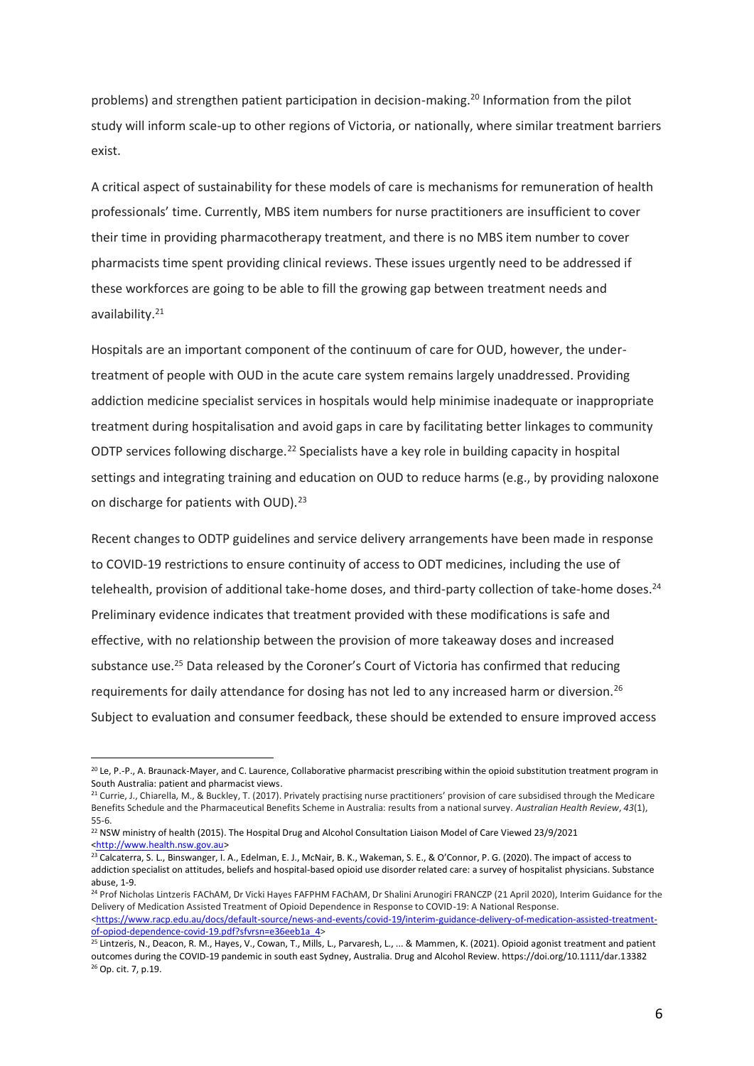problems) and strengthen patient participation in decision-making.[20] Information from the pilot study will inform scale-up to other regions of Victoria, or nationally, where similar treatment barriers exist.

A critical aspect of sustainability for these models of care is mechanisms for remuneration of health professionals' time. Currently, MBS item numbers for nurse practitioners are insufficient to cover their time in providing pharmacotherapy treatment, and there is no MBS item number to cover pharmacists time spent providing clinical reviews. These issues urgently need to be addressed if these workforces are going to be able to fill the growing gap between treatment needs and availability.[21]

Hospitals are an important component of the continuum of care for OUD, however, the under-treatment of people with OUD in the acute care system remains largely unaddressed. Providing addiction medicine specialist services in hospitals would help minimise inadequate or inappropriate treatment during hospitalisation and avoid gaps in care by facilitating better linkages to community ODTP services following discharge.[22] Specialists have a key role in building capacity in hospital settings and integrating training and education on OUD to reduce harms (e.g., by providing naloxone on discharge for patients with OUD).[23]

Recent changes to ODTP guidelines and service delivery arrangements have been made in response to COVID-19 restrictions to ensure continuity of access to ODT medicines, including the use of telehealth, provision of additional take-home doses, and third-party collection of take-home doses.[24] Preliminary evidence indicates that treatment provided with these modifications is safe and effective, with no relationship between the provision of more takeaway doses and increased substance use.[25] Data released by the Coroner's Court of Victoria has confirmed that reducing requirements for daily attendance for dosing has not led to any increased harm or diversion.[26] Subject to evaluation and consumer feedback, these should be extended to ensure improved access

---

[20] Le, P.-P., A. Braunack-Mayer, and C. Laurence, Collaborative pharmacist prescribing within the opioid substitution treatment program in South Australia: patient and pharmacist views.

[21] Currie, J., Chiarella, M., & Buckley, T. (2017). Privately practising nurse practitioners' provision of care subsidised through the Medicare Benefits Schedule and the Pharmaceutical Benefits Scheme in Australia: results from a national survey. *Australian Health Review*, *43*(1), 55-6.

[22] NSW ministry of health (2015). The Hospital Drug and Alcohol Consultation Liaison Model of Care Viewed 23/9/2021 <http://www.health.nsw.gov.au>

[23] Calcaterra, S. L., Binswanger, I. A., Edelman, E. J., McNair, B. K., Wakeman, S. E., & O'Connor, P. G. (2020). The impact of access to addiction specialist on attitudes, beliefs and hospital-based opioid use disorder related care: a survey of hospitalist physicians. Substance abuse, 1-9.

[24] Prof Nicholas Lintzeris FAChAM, Dr Vicki Hayes FAFPHM FAChAM, Dr Shalini Arunogiri FRANCZP (21 April 2020), Interim Guidance for the Delivery of Medication Assisted Treatment of Opioid Dependence in Response to COVID-19: A National Response. <https://www.racp.edu.au/docs/default-source/news-and-events/covid-19/interim-guidance-delivery-of-medication-assisted-treatment-of-opiod-dependence-covid-19.pdf?sfvrsn=e36eeb1a_4>

[25] Lintzeris, N., Deacon, R. M., Hayes, V., Cowan, T., Mills, L., Parvaresh, L., ... & Mammen, K. (2021). Opioid agonist treatment and patient outcomes during the COVID-19 pandemic in south east Sydney, Australia. Drug and Alcohol Review. https://doi.org/10.1111/dar.13382

[26] Op. cit. 7, p.19.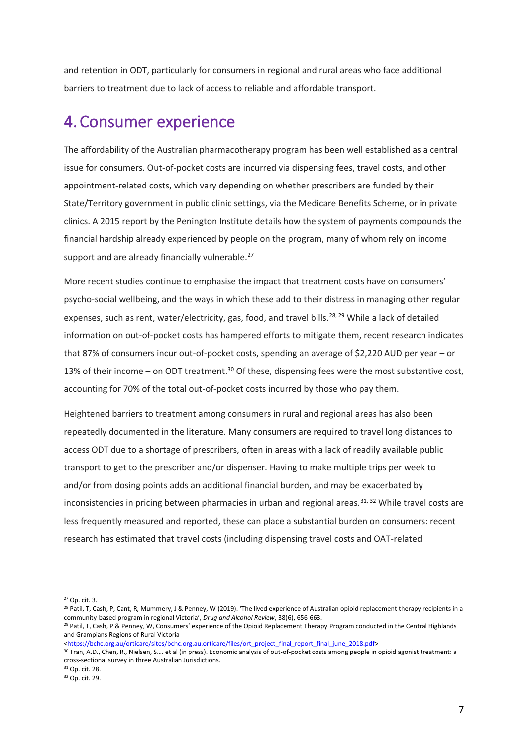and retention in ODT, particularly for consumers in regional and rural areas who face additional barriers to treatment due to lack of access to reliable and affordable transport.

# 4. Consumer experience

The affordability of the Australian pharmacotherapy program has been well established as a central issue for consumers. Out-of-pocket costs are incurred via dispensing fees, travel costs, and other appointment-related costs, which vary depending on whether prescribers are funded by their State/Territory government in public clinic settings, via the Medicare Benefits Scheme, or in private clinics. A 2015 report by the Penington Institute details how the system of payments compounds the financial hardship already experienced by people on the program, many of whom rely on income support and are already financially vulnerable.[27]

More recent studies continue to emphasise the impact that treatment costs have on consumers' psycho-social wellbeing, and the ways in which these add to their distress in managing other regular expenses, such as rent, water/electricity, gas, food, and travel bills.[28, 29] While a lack of detailed information on out-of-pocket costs has hampered efforts to mitigate them, recent research indicates that 87% of consumers incur out-of-pocket costs, spending an average of $2,220 AUD per year – or 13% of their income – on ODT treatment.[30] Of these, dispensing fees were the most substantive cost, accounting for 70% of the total out-of-pocket costs incurred by those who pay them.

Heightened barriers to treatment among consumers in rural and regional areas has also been repeatedly documented in the literature. Many consumers are required to travel long distances to access ODT due to a shortage of prescribers, often in areas with a lack of readily available public transport to get to the prescriber and/or dispenser. Having to make multiple trips per week to and/or from dosing points adds an additional financial burden, and may be exacerbated by inconsistencies in pricing between pharmacies in urban and regional areas.[31, 32] While travel costs are less frequently measured and reported, these can place a substantial burden on consumers: recent research has estimated that travel costs (including dispensing travel costs and OAT-related

---

[27] Op. cit. 3.

[28] Patil, T, Cash, P, Cant, R, Mummery, J & Penney, W (2019). 'The lived experience of Australian opioid replacement therapy recipients in a community-based program in regional Victoria', *Drug and Alcohol Review*, 38(6), 656-663.

[29] Patil, T, Cash, P & Penney, W, Consumers' experience of the Opioid Replacement Therapy Program conducted in the Central Highlands and Grampians Regions of Rural Victoria <https://bchc.org.au/orticare/sites/bchc.org.au.orticare/files/ort_project_final_report_final_june_2018.pdf>

[30] Tran, A.D., Chen, R., Nielsen, S.... et al (in press). Economic analysis of out-of-pocket costs among people in opioid agonist treatment: a cross-sectional survey in three Australian Jurisdictions.

[31] Op. cit. 28.

[32] Op. cit. 29.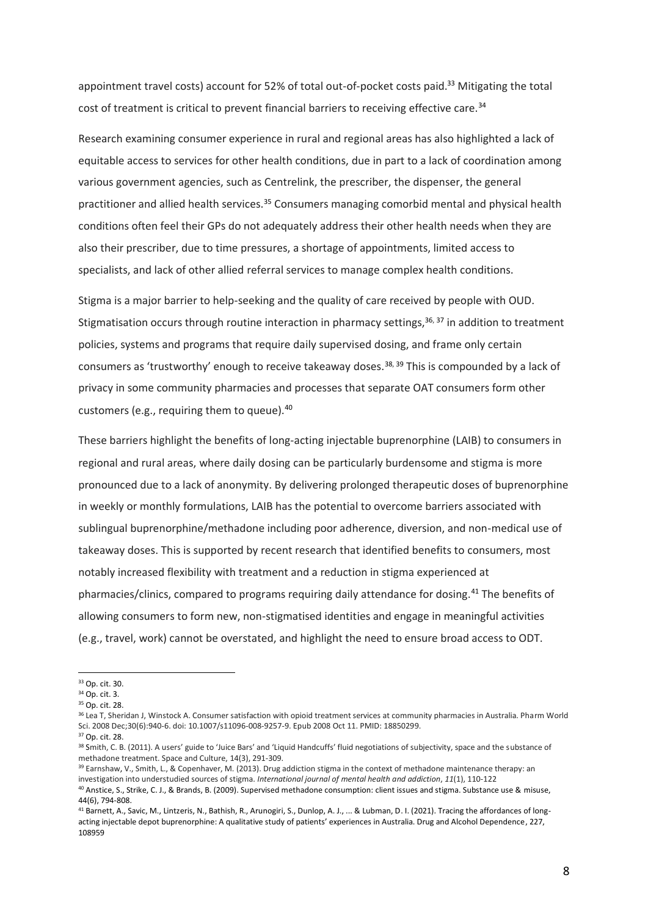appointment travel costs) account for 52% of total out-of-pocket costs paid.[33] Mitigating the total cost of treatment is critical to prevent financial barriers to receiving effective care.[34]

Research examining consumer experience in rural and regional areas has also highlighted a lack of equitable access to services for other health conditions, due in part to a lack of coordination among various government agencies, such as Centrelink, the prescriber, the dispenser, the general practitioner and allied health services.[35] Consumers managing comorbid mental and physical health conditions often feel their GPs do not adequately address their other health needs when they are also their prescriber, due to time pressures, a shortage of appointments, limited access to specialists, and lack of other allied referral services to manage complex health conditions.

Stigma is a major barrier to help-seeking and the quality of care received by people with OUD. Stigmatisation occurs through routine interaction in pharmacy settings,[36, 37] in addition to treatment policies, systems and programs that require daily supervised dosing, and frame only certain consumers as 'trustworthy' enough to receive takeaway doses.[38, 39] This is compounded by a lack of privacy in some community pharmacies and processes that separate OAT consumers form other customers (e.g., requiring them to queue).[40]

These barriers highlight the benefits of long-acting injectable buprenorphine (LAIB) to consumers in regional and rural areas, where daily dosing can be particularly burdensome and stigma is more pronounced due to a lack of anonymity. By delivering prolonged therapeutic doses of buprenorphine in weekly or monthly formulations, LAIB has the potential to overcome barriers associated with sublingual buprenorphine/methadone including poor adherence, diversion, and non-medical use of takeaway doses. This is supported by recent research that identified benefits to consumers, most notably increased flexibility with treatment and a reduction in stigma experienced at pharmacies/clinics, compared to programs requiring daily attendance for dosing.[41] The benefits of allowing consumers to form new, non-stigmatised identities and engage in meaningful activities (e.g., travel, work) cannot be overstated, and highlight the need to ensure broad access to ODT.

---

[33] Op. cit. 30.

[34] Op. cit. 3.

[35] Op. cit. 28.

[36] Lea T, Sheridan J, Winstock A. Consumer satisfaction with opioid treatment services at community pharmacies in Australia. Pharm World Sci. 2008 Dec;30(6):940-6. doi: 10.1007/s11096-008-9257-9. Epub 2008 Oct 11. PMID: 18850299.

[37] Op. cit. 28.

[38] Smith, C. B. (2011). A users' guide to 'Juice Bars' and 'Liquid Handcuffs' fluid negotiations of subjectivity, space and the substance of methadone treatment. Space and Culture, 14(3), 291-309.

[39] Earnshaw, V., Smith, L., & Copenhaver, M. (2013). Drug addiction stigma in the context of methadone maintenance therapy: an investigation into understudied sources of stigma. *International journal of mental health and addiction*, *11*(1), 110-122

[40] Anstice, S., Strike, C. J., & Brands, B. (2009). Supervised methadone consumption: client issues and stigma. Substance use & misuse, 44(6), 794-808.

[41] Barnett, A., Savic, M., Lintzeris, N., Bathish, R., Arunogiri, S., Dunlop, A. J., ... & Lubman, D. I. (2021). Tracing the affordances of long-acting injectable depot buprenorphine: A qualitative study of patients' experiences in Australia. Drug and Alcohol Dependence, 227, 108959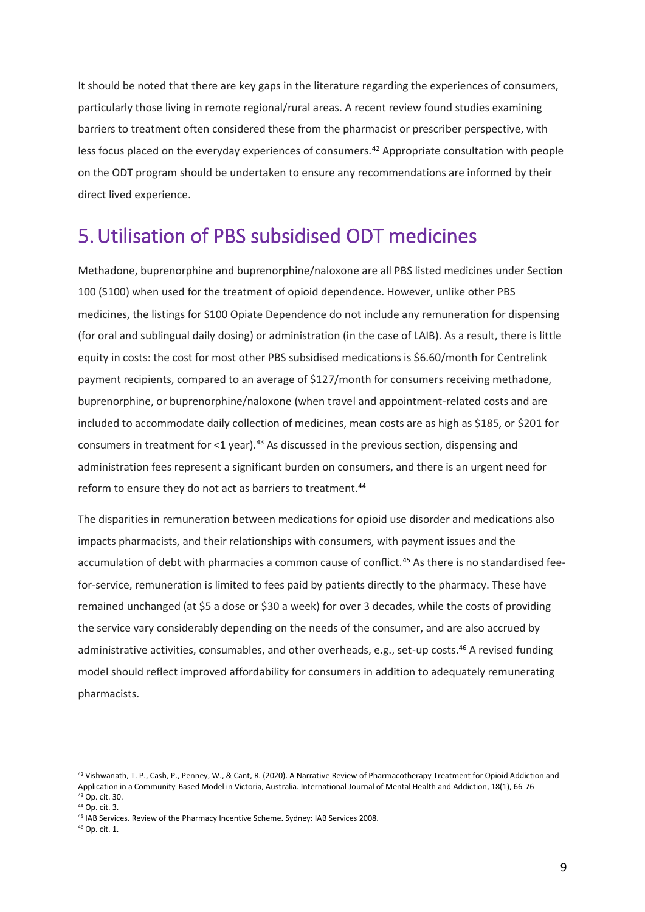It should be noted that there are key gaps in the literature regarding the experiences of consumers, particularly those living in remote regional/rural areas. A recent review found studies examining barriers to treatment often considered these from the pharmacist or prescriber perspective, with less focus placed on the everyday experiences of consumers.[42] Appropriate consultation with people on the ODT program should be undertaken to ensure any recommendations are informed by their direct lived experience.

# 5. Utilisation of PBS subsidised ODT medicines

Methadone, buprenorphine and buprenorphine/naloxone are all PBS listed medicines under Section 100 (S100) when used for the treatment of opioid dependence. However, unlike other PBS medicines, the listings for S100 Opiate Dependence do not include any remuneration for dispensing (for oral and sublingual daily dosing) or administration (in the case of LAIB). As a result, there is little equity in costs: the cost for most other PBS subsidised medications is $6.60/month for Centrelink payment recipients, compared to an average of $127/month for consumers receiving methadone, buprenorphine, or buprenorphine/naloxone (when travel and appointment-related costs and are included to accommodate daily collection of medicines, mean costs are as high as $185, or $201 for consumers in treatment for <1 year).[43] As discussed in the previous section, dispensing and administration fees represent a significant burden on consumers, and there is an urgent need for reform to ensure they do not act as barriers to treatment.[44]

The disparities in remuneration between medications for opioid use disorder and medications also impacts pharmacists, and their relationships with consumers, with payment issues and the accumulation of debt with pharmacies a common cause of conflict.[45] As there is no standardised fee-for-service, remuneration is limited to fees paid by patients directly to the pharmacy. These have remained unchanged (at $5 a dose or $30 a week) for over 3 decades, while the costs of providing the service vary considerably depending on the needs of the consumer, and are also accrued by administrative activities, consumables, and other overheads, e.g., set-up costs.[46] A revised funding model should reflect improved affordability for consumers in addition to adequately remunerating pharmacists.

---

[42] Vishwanath, T. P., Cash, P., Penney, W., & Cant, R. (2020). A Narrative Review of Pharmacotherapy Treatment for Opioid Addiction and Application in a Community-Based Model in Victoria, Australia. International Journal of Mental Health and Addiction, 18(1), 66-76

[43] Op. cit. 30.

[44] Op. cit. 3.

[45] IAB Services. Review of the Pharmacy Incentive Scheme. Sydney: IAB Services 2008.

[46] Op. cit. 1.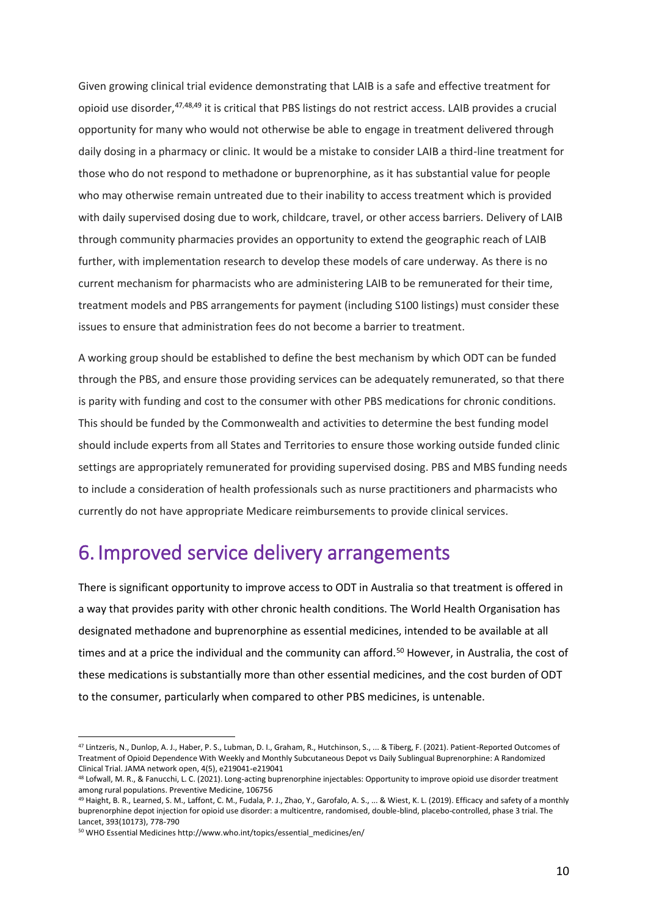Given growing clinical trial evidence demonstrating that LAIB is a safe and effective treatment for opioid use disorder,[47,48,49] it is critical that PBS listings do not restrict access. LAIB provides a crucial opportunity for many who would not otherwise be able to engage in treatment delivered through daily dosing in a pharmacy or clinic. It would be a mistake to consider LAIB a third-line treatment for those who do not respond to methadone or buprenorphine, as it has substantial value for people who may otherwise remain untreated due to their inability to access treatment which is provided with daily supervised dosing due to work, childcare, travel, or other access barriers. Delivery of LAIB through community pharmacies provides an opportunity to extend the geographic reach of LAIB further, with implementation research to develop these models of care underway. As there is no current mechanism for pharmacists who are administering LAIB to be remunerated for their time, treatment models and PBS arrangements for payment (including S100 listings) must consider these issues to ensure that administration fees do not become a barrier to treatment.

A working group should be established to define the best mechanism by which ODT can be funded through the PBS, and ensure those providing services can be adequately remunerated, so that there is parity with funding and cost to the consumer with other PBS medications for chronic conditions. This should be funded by the Commonwealth and activities to determine the best funding model should include experts from all States and Territories to ensure those working outside funded clinic settings are appropriately remunerated for providing supervised dosing. PBS and MBS funding needs to include a consideration of health professionals such as nurse practitioners and pharmacists who currently do not have appropriate Medicare reimbursements to provide clinical services.

# 6. Improved service delivery arrangements

There is significant opportunity to improve access to ODT in Australia so that treatment is offered in a way that provides parity with other chronic health conditions. The World Health Organisation has designated methadone and buprenorphine as essential medicines, intended to be available at all times and at a price the individual and the community can afford.[50] However, in Australia, the cost of these medications is substantially more than other essential medicines, and the cost burden of ODT to the consumer, particularly when compared to other PBS medicines, is untenable.

---

[47] Lintzeris, N., Dunlop, A. J., Haber, P. S., Lubman, D. I., Graham, R., Hutchinson, S., ... & Tiberg, F. (2021). Patient-Reported Outcomes of Treatment of Opioid Dependence With Weekly and Monthly Subcutaneous Depot vs Daily Sublingual Buprenorphine: A Randomized Clinical Trial. JAMA network open, 4(5), e219041-e219041

[48] Lofwall, M. R., & Fanucchi, L. C. (2021). Long-acting buprenorphine injectables: Opportunity to improve opioid use disorder treatment among rural populations. Preventive Medicine, 106756

[49] Haight, B. R., Learned, S. M., Laffont, C. M., Fudala, P. J., Zhao, Y., Garofalo, A. S., ... & Wiest, K. L. (2019). Efficacy and safety of a monthly buprenorphine depot injection for opioid use disorder: a multicentre, randomised, double-blind, placebo-controlled, phase 3 trial. The Lancet, 393(10173), 778-790

[50] WHO Essential Medicines http://www.who.int/topics/essential_medicines/en/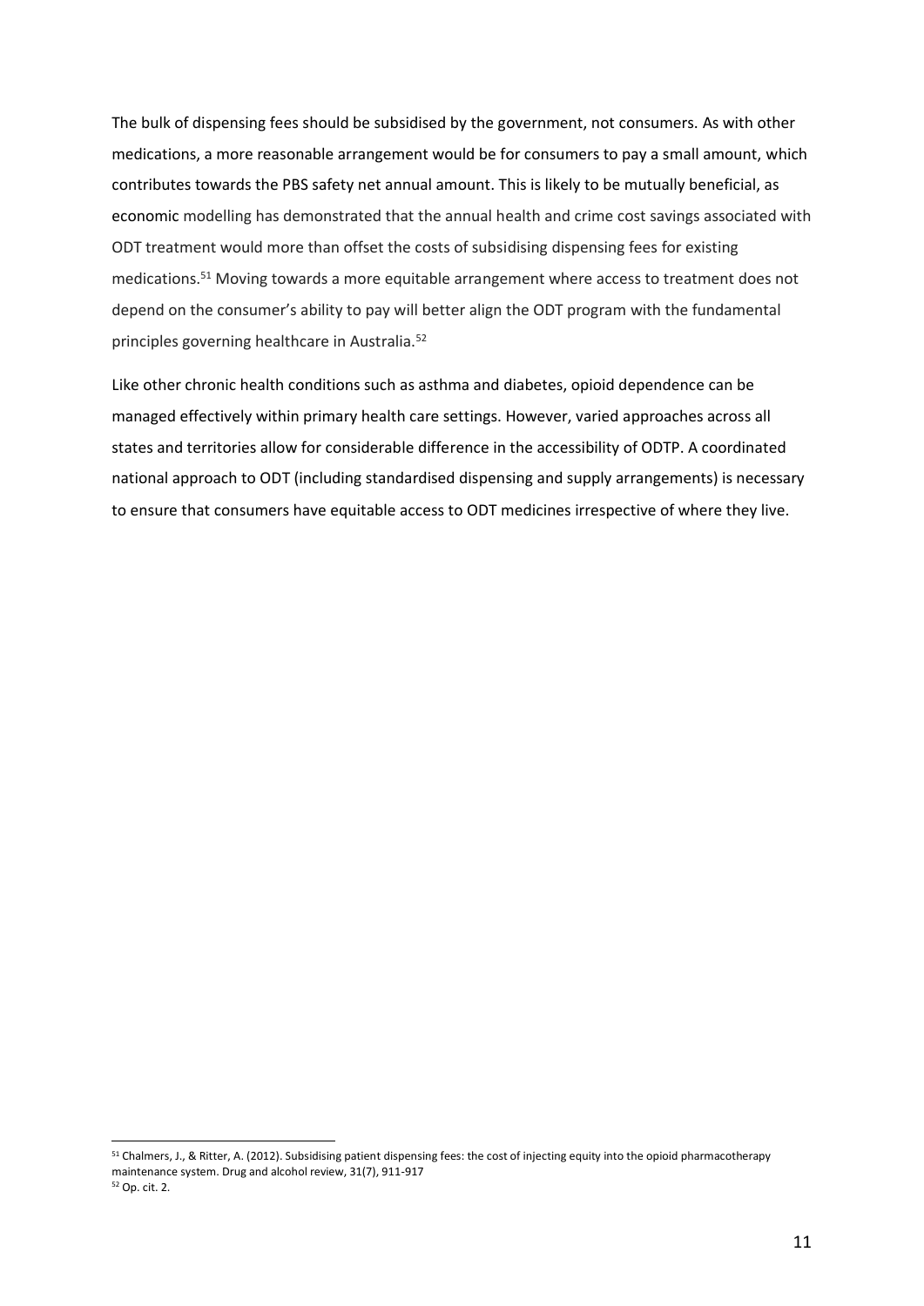The bulk of dispensing fees should be subsidised by the government, not consumers. As with other medications, a more reasonable arrangement would be for consumers to pay a small amount, which contributes towards the PBS safety net annual amount. This is likely to be mutually beneficial, as economic modelling has demonstrated that the annual health and crime cost savings associated with ODT treatment would more than offset the costs of subsidising dispensing fees for existing medications.[51] Moving towards a more equitable arrangement where access to treatment does not depend on the consumer's ability to pay will better align the ODT program with the fundamental principles governing healthcare in Australia.[52]

Like other chronic health conditions such as asthma and diabetes, opioid dependence can be managed effectively within primary health care settings. However, varied approaches across all states and territories allow for considerable difference in the accessibility of ODTP. A coordinated national approach to ODT (including standardised dispensing and supply arrangements) is necessary to ensure that consumers have equitable access to ODT medicines irrespective of where they live.

---

[51] Chalmers, J., & Ritter, A. (2012). Subsidising patient dispensing fees: the cost of injecting equity into the opioid pharmacotherapy maintenance system. Drug and alcohol review, 31(7), 911-917

[52] Op. cit. 2.